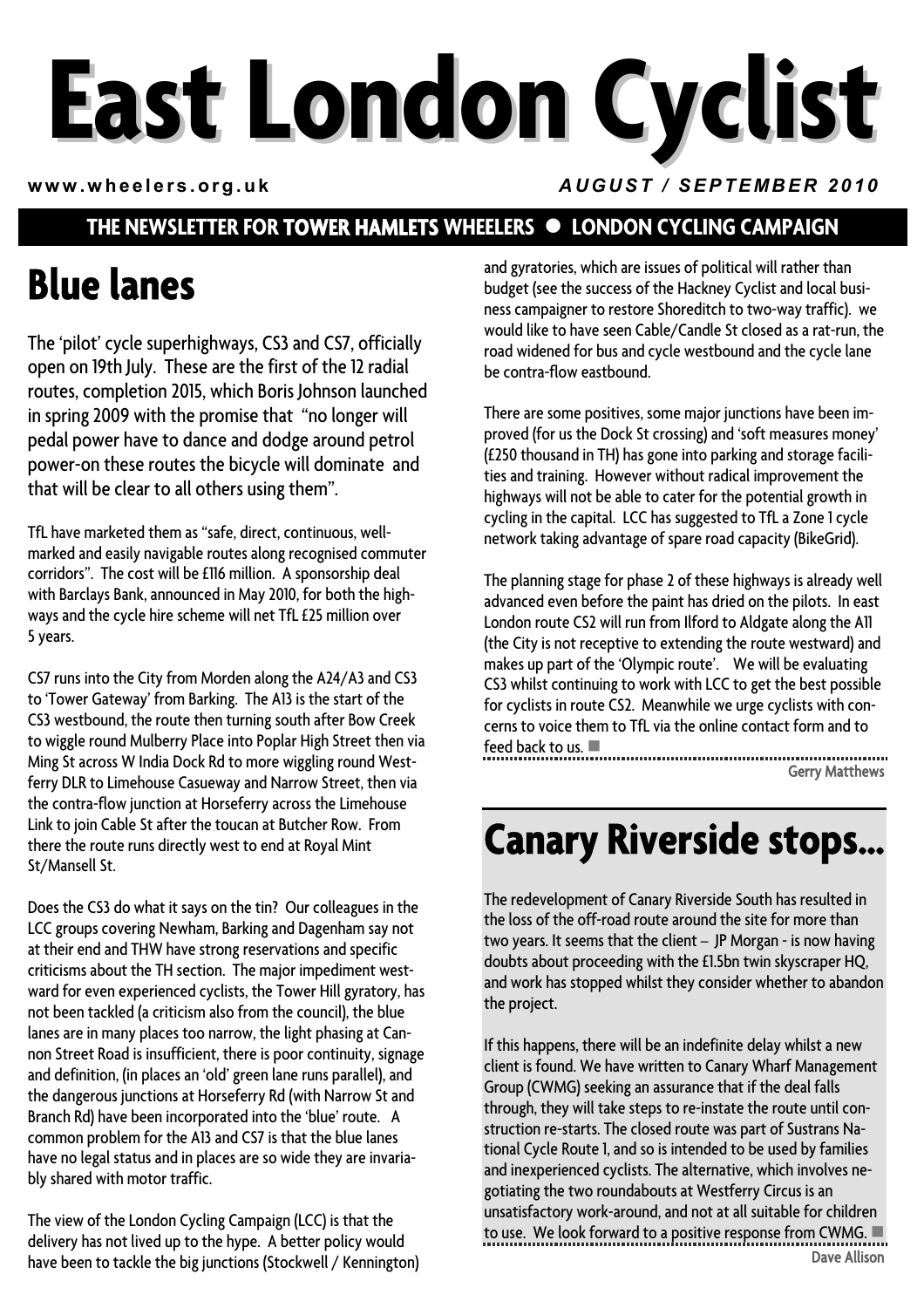# East London Cyclist

www.wheelers.org.uk *AUGUST / SEPTEMBER 2010*

**THE NEWSLETTER FOR TOWER HAMLETS WHEELERS ● LONDON CYCLING CAMPAIGN**

## Blue lanes

The 'pilot' cycle superhighways, CS3 and CS7, officially open on 19th July. These are the first of the 12 radial routes, completion 2015, which Boris Johnson launched in spring 2009 with the promise that "no longer will pedal power have to dance and dodge around petrol power-on these routes the bicycle will dominate and that will be clear to all others using them".

TfL have marketed them as "safe, direct, continuous, well-marked and easily navigable routes along recognised commuter corridors". The cost will be £116 million. A sponsorship deal with Barclays Bank, announced in May 2010, for both the highways and the cycle hire scheme will net TfL £25 million over 5 years.

CS7 runs into the City from Morden along the A24/A3 and CS3 to 'Tower Gateway' from Barking. The A13 is the start of the CS3 westbound, the route then turning south after Bow Creek to wiggle round Mulberry Place into Poplar High Street then via Ming St across W India Dock Rd to more wiggling round Westferry DLR to Limehouse Casueway and Narrow Street, then via the contra-flow junction at Horseferry across the Limehouse Link to join Cable St after the toucan at Butcher Row. From there the route runs directly west to end at Royal Mint St/Mansell St.

Does the CS3 do what it says on the tin? Our colleagues in the LCC groups covering Newham, Barking and Dagenham say not at their end and THW have strong reservations and specific criticisms about the TH section. The major impediment westward for even experienced cyclists, the Tower Hill gyratory, has not been tackled (a criticism also from the council), the blue lanes are in many places too narrow, the light phasing at Cannon Street Road is insufficient, there is poor continuity, signage and definition, (in places an 'old' green lane runs parallel), and the dangerous junctions at Horseferry Rd (with Narrow St and Branch Rd) have been incorporated into the 'blue' route. A common problem for the A13 and CS7 is that the blue lanes have no legal status and in places are so wide they are invariably shared with motor traffic.

The view of the London Cycling Campaign (LCC) is that the delivery has not lived up to the hype. A better policy would have been to tackle the big junctions (Stockwell / Kennington) and gyratories, which are issues of political will rather than budget (see the success of the Hackney Cyclist and local business campaigner to restore Shoreditch to two-way traffic). we would like to have seen Cable/Candle St closed as a rat-run, the road widened for bus and cycle westbound and the cycle lane be contra-flow eastbound.

There are some positives, some major junctions have been improved (for us the Dock St crossing) and 'soft measures money' (£250 thousand in TH) has gone into parking and storage facilities and training. However without radical improvement the highways will not be able to cater for the potential growth in cycling in the capital. LCC has suggested to TfL a Zone 1 cycle network taking advantage of spare road capacity (BikeGrid).

The planning stage for phase 2 of these highways is already well advanced even before the paint has dried on the pilots. In east London route CS2 will run from Ilford to Aldgate along the A11 (the City is not receptive to extending the route westward) and makes up part of the 'Olympic route'. We will be evaluating CS3 whilst continuing to work with LCC to get the best possible for cyclists in route CS2. Meanwhile we urge cyclists with concerns to voice them to TfL via the online contact form and to feed back to us. ■

Gerry Matthews

## Canary Riverside stops...

The redevelopment of Canary Riverside South has resulted in the loss of the off-road route around the site for more than two years. It seems that the client – JP Morgan - is now having doubts about proceeding with the £1.5bn twin skyscraper HQ, and work has stopped whilst they consider whether to abandon the project.

If this happens, there will be an indefinite delay whilst a new client is found. We have written to Canary Wharf Management Group (CWMG) seeking an assurance that if the deal falls through, they will take steps to re-instate the route until construction re-starts. The closed route was part of Sustrans National Cycle Route 1, and so is intended to be used by families and inexperienced cyclists. The alternative, which involves negotiating the two roundabouts at Westferry Circus is an unsatisfactory work-around, and not at all suitable for children to use. We look forward to a positive response from CWMG. ■

Dave Allison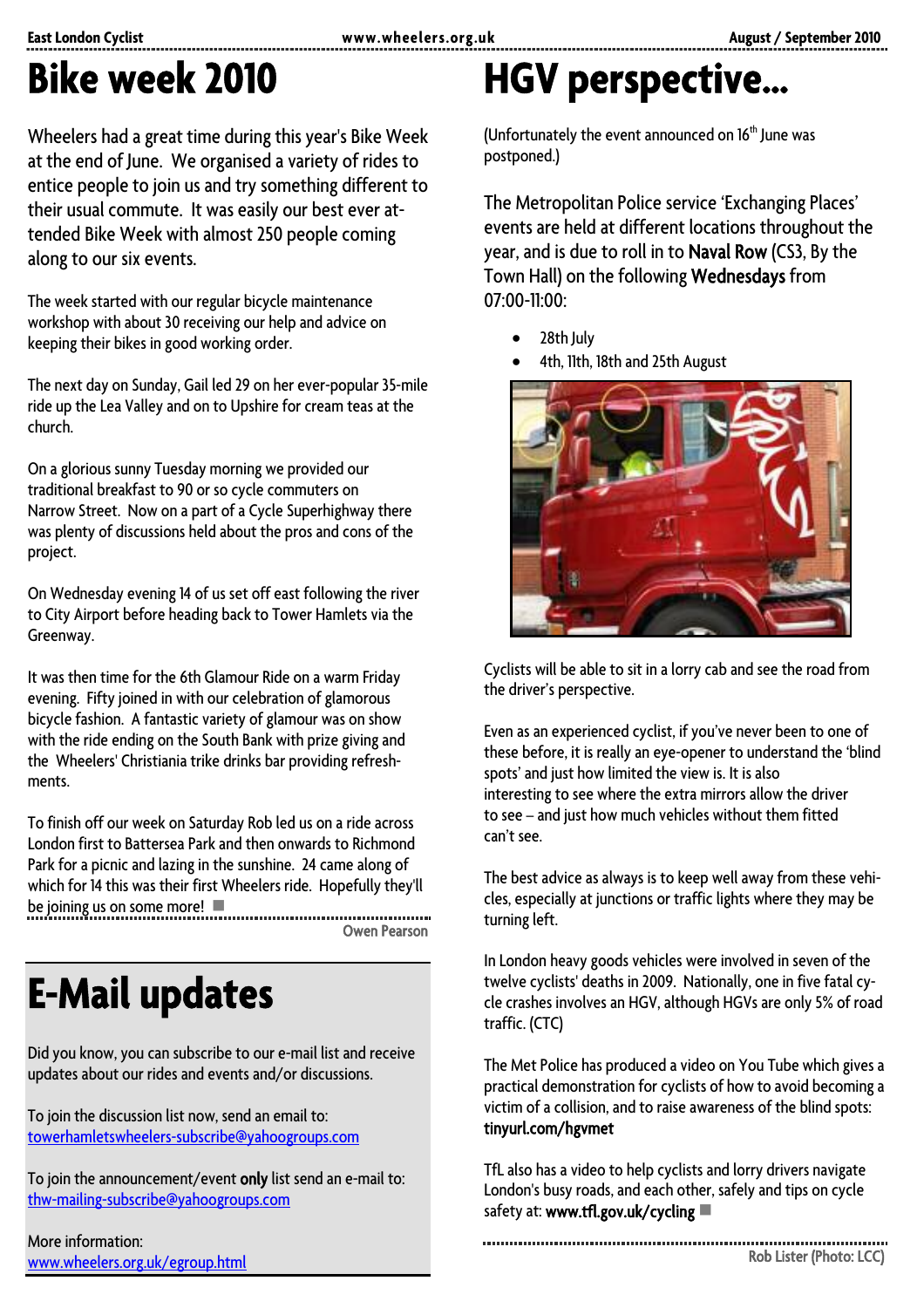# Bike week 2010

Wheelers had a great time during this year's Bike Week at the end of June. We organised a variety of rides to entice people to join us and try something different to their usual commute. It was easily our best ever attended Bike Week with almost 250 people coming along to our six events.

The week started with our regular bicycle maintenance workshop with about 30 receiving our help and advice on keeping their bikes in good working order.

The next day on Sunday, Gail led 29 on her ever-popular 35-mile ride up the Lea Valley and on to Upshire for cream teas at the church.

On a glorious sunny Tuesday morning we provided our traditional breakfast to 90 or so cycle commuters on Narrow Street. Now on a part of a Cycle Superhighway there was plenty of discussions held about the pros and cons of the project.

On Wednesday evening 14 of us set off east following the river to City Airport before heading back to Tower Hamlets via the Greenway.

It was then time for the 6th Glamour Ride on a warm Friday evening. Fifty joined in with our celebration of glamorous bicycle fashion. A fantastic variety of glamour was on show with the ride ending on the South Bank with prize giving and the Wheelers' Christiania trike drinks bar providing refreshments.

To finish off our week on Saturday Rob led us on a ride across London first to Battersea Park and then onwards to Richmond Park for a picnic and lazing in the sunshine. 24 came along of which for 14 this was their first Wheelers ride. Hopefully they'll be joining us on some more! ■

Owen Pearson

# E-Mail updates

Did you know, you can subscribe to our e-mail list and receive updates about our rides and events and/or discussions.

To join the discussion list now, send an email to: towerhamletswheelers-subscribe@yahoogroups.com

To join the announcement/event **only** list send an e-mail to: thw-mailing-subscribe@yahoogroups.com

More information: www.wheelers.org.uk/egroup.html

# HGV perspective...

(Unfortunately the event announced on 16th June was postponed.)

The Metropolitan Police service 'Exchanging Places' events are held at different locations throughout the year, and is due to roll in to Naval Row (CS3, By the Town Hall) on the following Wednesdays from 07:00-11:00:

- 28th July
- 4th, 11th, 18th and 25th August

Cyclists will be able to sit in a lorry cab and see the road from the driver's perspective.

Even as an experienced cyclist, if you've never been to one of these before, it is really an eye-opener to understand the 'blind spots' and just how limited the view is. It is also interesting to see where the extra mirrors allow the driver to see – and just how much vehicles without them fitted can't see.

The best advice as always is to keep well away from these vehicles, especially at junctions or traffic lights where they may be turning left.

In London heavy goods vehicles were involved in seven of the twelve cyclists' deaths in 2009. Nationally, one in five fatal cycle crashes involves an HGV, although HGVs are only 5% of road traffic. (CTC)

The Met Police has produced a video on You Tube which gives a practical demonstration for cyclists of how to avoid becoming a victim of a collision, and to raise awareness of the blind spots: **tinyurl.com/hgvmet**

TfL also has a video to help cyclists and lorry drivers navigate London's busy roads, and each other, safely and tips on cycle safety at: **www.tfl.gov.uk/cycling** ■

Rob Lister (Photo: LCC)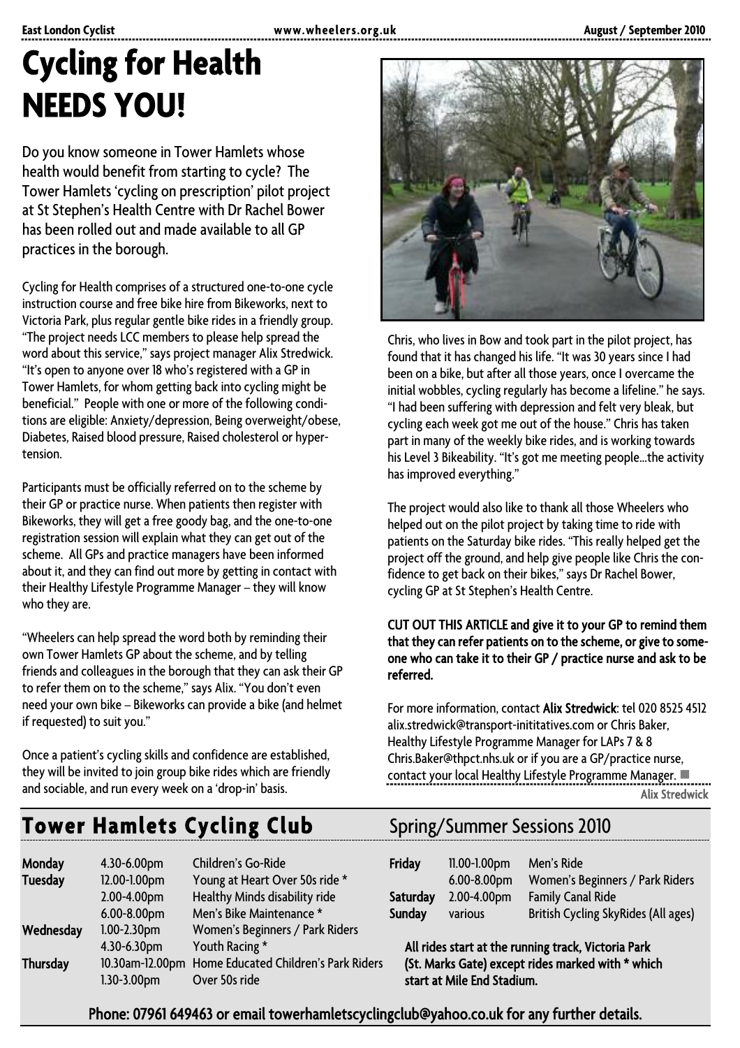# Cycling for Health NEEDS YOU!

Do you know someone in Tower Hamlets whose health would benefit from starting to cycle? The Tower Hamlets 'cycling on prescription' pilot project at St Stephen's Health Centre with Dr Rachel Bower has been rolled out and made available to all GP practices in the borough.

Cycling for Health comprises of a structured one-to-one cycle instruction course and free bike hire from Bikeworks, next to Victoria Park, plus regular gentle bike rides in a friendly group. "The project needs LCC members to please help spread the word about this service," says project manager Alix Stredwick. "It's open to anyone over 18 who's registered with a GP in Tower Hamlets, for whom getting back into cycling might be beneficial." People with one or more of the following conditions are eligible: Anxiety/depression, Being overweight/obese, Diabetes, Raised blood pressure, Raised cholesterol or hypertension.

Participants must be officially referred on to the scheme by their GP or practice nurse. When patients then register with Bikeworks, they will get a free goody bag, and the one-to-one registration session will explain what they can get out of the scheme. All GPs and practice managers have been informed about it, and they can find out more by getting in contact with their Healthy Lifestyle Programme Manager – they will know who they are.

"Wheelers can help spread the word both by reminding their own Tower Hamlets GP about the scheme, and by telling friends and colleagues in the borough that they can ask their GP to refer them on to the scheme," says Alix. "You don't even need your own bike – Bikeworks can provide a bike (and helmet if requested) to suit you."

Once a patient's cycling skills and confidence are established, they will be invited to join group bike rides which are friendly and sociable, and run every week on a 'drop-in' basis.

Chris, who lives in Bow and took part in the pilot project, has found that it has changed his life. "It was 30 years since I had been on a bike, but after all those years, once I overcame the initial wobbles, cycling regularly has become a lifeline." he says. "I had been suffering with depression and felt very bleak, but cycling each week got me out of the house." Chris has taken part in many of the weekly bike rides, and is working towards his Level 3 Bikeability. "It's got me meeting people...the activity has improved everything."

The project would also like to thank all those Wheelers who helped out on the pilot project by taking time to ride with patients on the Saturday bike rides. "This really helped get the project off the ground, and help give people like Chris the confidence to get back on their bikes," says Dr Rachel Bower, cycling GP at St Stephen's Health Centre.

**CUT OUT THIS ARTICLE and give it to your GP to remind them that they can refer patients on to the scheme, or give to someone who can take it to their GP / practice nurse and ask to be referred.**

For more information, contact **Alix Stredwick**: tel 020 8525 4512 alix.stredwick@transport-inititatives.com or Chris Baker, Healthy Lifestyle Programme Manager for LAPs 7 & 8 Chris.Baker@thpct.nhs.uk or if you are a GP/practice nurse, contact your local Healthy Lifestyle Programme Manager.

**Alix Stredwick**

## Tower Hamlets Cycling Club — Spring/Summer Sessions 2010

| Day | Time | Session |
|---|---|---|
| **Monday** | 4.30-6.00pm | Children's Go-Ride |
| **Tuesday** | 12.00-1.00pm | Young at Heart Over 50s ride * |
| | 2.00-4.00pm | Healthy Minds disability ride |
| | 6.00-8.00pm | Men's Bike Maintenance * |
| **Wednesday** | 1.00-2.30pm | Women's Beginners / Park Riders |
| | 4.30-6.30pm | Youth Racing * |
| **Thursday** | 10.30am-12.00pm | Home Educated Children's Park Riders |
| | 1.30-3.00pm | Over 50s ride |
| **Friday** | 11.00-1.00pm | Men's Ride |
| | 6.00-8.00pm | Women's Beginners / Park Riders |
| **Saturday** | 2.00-4.00pm | Family Canal Ride |
| **Sunday** | various | British Cycling SkyRides (All ages) |

**All rides start at the running track, Victoria Park (St. Marks Gate) except rides marked with * which start at Mile End Stadium.**

**Phone: 07961 649463 or email towerhamletscyclingclub@yahoo.co.uk for any further details.**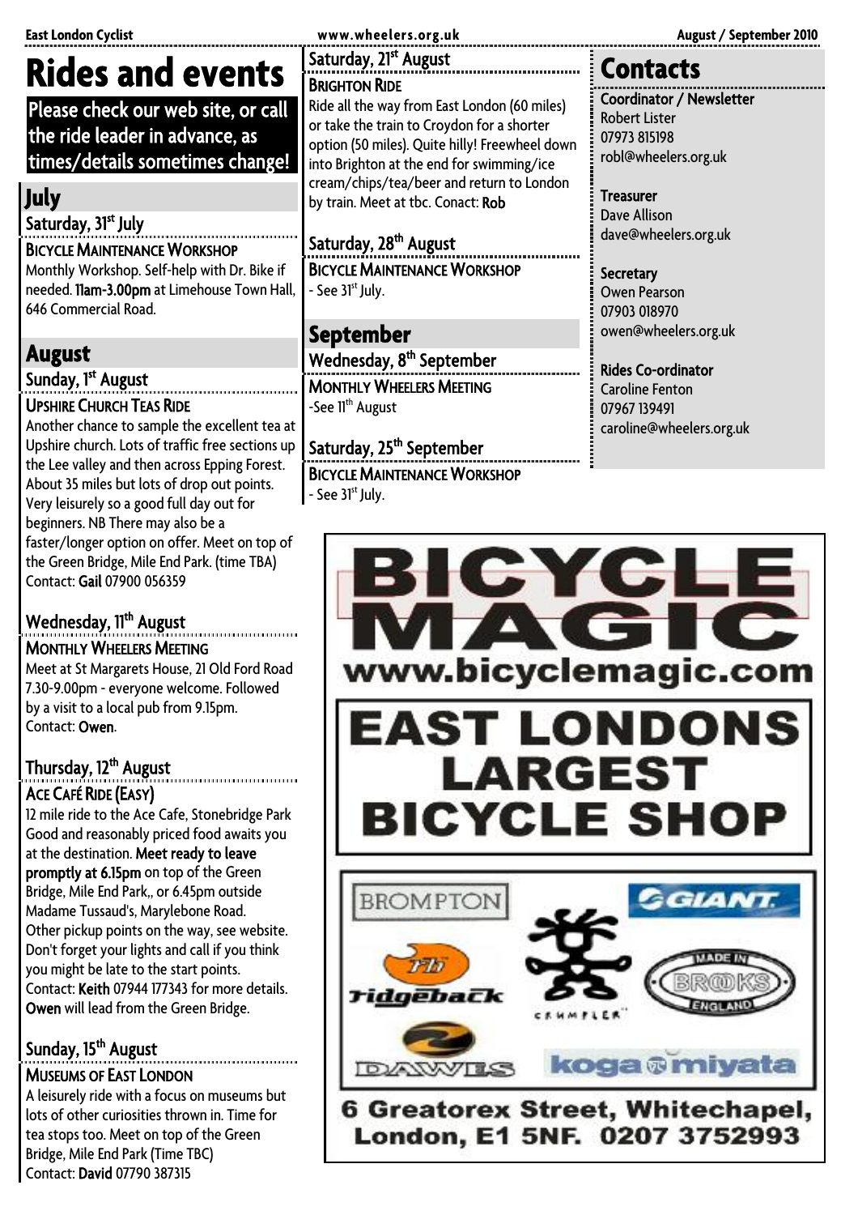# Rides and events

**Please check our web site, or call the ride leader in advance, as times/details sometimes change!**

## July

### Saturday, 31st July

**BICYCLE MAINTENANCE WORKSHOP**

Monthly Workshop. Self-help with Dr. Bike if needed. **11am-3.00pm** at Limehouse Town Hall, 646 Commercial Road.

## August

### Sunday, 1st August

**UPSHIRE CHURCH TEAS RIDE**

Another chance to sample the excellent tea at Upshire church. Lots of traffic free sections up the Lee valley and then across Epping Forest. About 35 miles but lots of drop out points. Very leisurely so a good full day out for beginners. NB There may also be a faster/longer option on offer. Meet on top of the Green Bridge, Mile End Park. (time TBA) Contact: **Gail** 07900 056359

### Wednesday, 11th August

**MONTHLY WHEELERS MEETING**

Meet at St Margarets House, 21 Old Ford Road 7.30-9.00pm - everyone welcome. Followed by a visit to a local pub from 9.15pm. Contact: **Owen**.

### Thursday, 12th August

**ACE CAFÉ RIDE (EASY)**

12 mile ride to the Ace Cafe, Stonebridge Park Good and reasonably priced food awaits you at the destination. **Meet ready to leave promptly at 6.15pm** on top of the Green Bridge, Mile End Park,, or 6.45pm outside Madame Tussaud's, Marylebone Road. Other pickup points on the way, see website. Don't forget your lights and call if you think you might be late to the start points. Contact: **Keith** 07944 177343 for more details. **Owen** will lead from the Green Bridge.

### Sunday, 15th August

**MUSEUMS OF EAST LONDON**

A leisurely ride with a focus on museums but lots of other curiosities thrown in. Time for tea stops too. Meet on top of the Green Bridge, Mile End Park (Time TBC) Contact: **David** 07790 387315

### Saturday, 21st August

**BRIGHTON RIDE**

Ride all the way from East London (60 miles) or take the train to Croydon for a shorter option (50 miles). Quite hilly! Freewheel down into Brighton at the end for swimming/ice cream/chips/tea/beer and return to London by train. Meet at tbc. Conact: **Rob**

### Saturday, 28th August

**BICYCLE MAINTENANCE WORKSHOP**

- See 31st July.

## September

### Wednesday, 8th September

**MONTHLY WHEELERS MEETING**

-See 11th August

### Saturday, 25th September

**BICYCLE MAINTENANCE WORKSHOP**

- See 31st July.

# Contacts

**Coordinator / Newsletter**
Robert Lister
07973 815198
robl@wheelers.org.uk

**Treasurer**
Dave Allison
dave@wheelers.org.uk

**Secretary**
Owen Pearson
07903 018970
owen@wheelers.org.uk

**Rides Co-ordinator**
Caroline Fenton
07967 139491
caroline@wheelers.org.uk

**BICYCLE MAGIC**
www.bicyclemagic.com

**EAST LONDONS LARGEST BICYCLE SHOP**

BROMPTON · GIANT · Ridgeback · CRUMPLER · BROOKS ENGLAND · DAWES · koga miyata

**6 Greatorex Street, Whitechapel, London, E1 5NF. 0207 3752993**